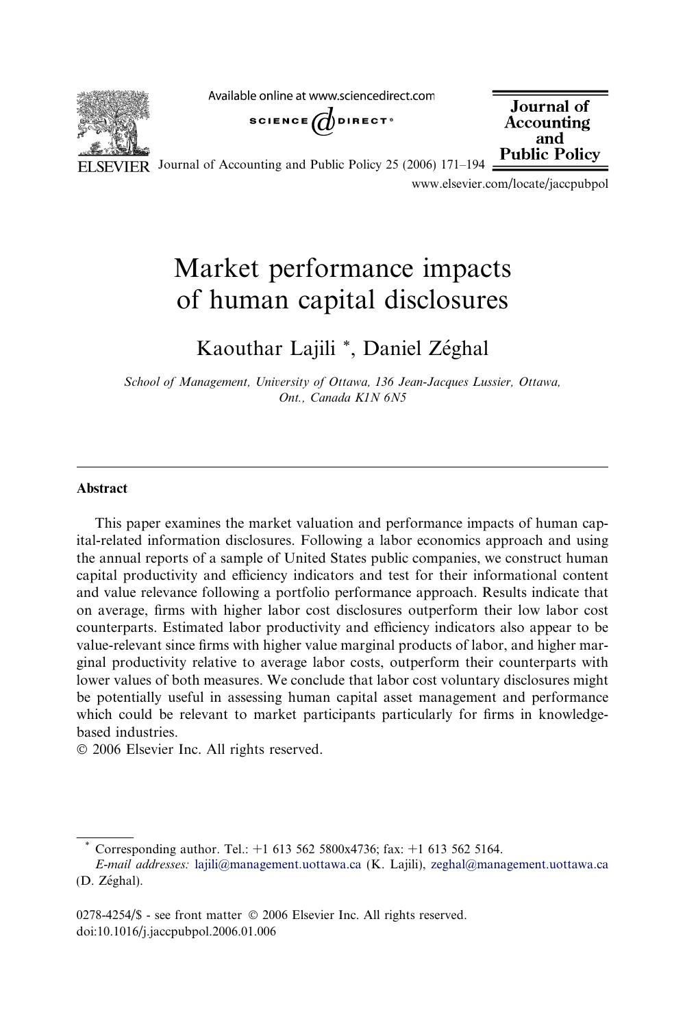# Market performance impacts of human capital disclosures

Kaouthar Lajili *, Daniel Zéghal

*School of Management, University of Ottawa, 136 Jean-Jacques Lussier, Ottawa, Ont., Canada K1N 6N5*

## Abstract

This paper examines the market valuation and performance impacts of human capital-related information disclosures. Following a labor economics approach and using the annual reports of a sample of United States public companies, we construct human capital productivity and efficiency indicators and test for their informational content and value relevance following a portfolio performance approach. Results indicate that on average, firms with higher labor cost disclosures outperform their low labor cost counterparts. Estimated labor productivity and efficiency indicators also appear to be value-relevant since firms with higher value marginal products of labor, and higher marginal productivity relative to average labor costs, outperform their counterparts with lower values of both measures. We conclude that labor cost voluntary disclosures might be potentially useful in assessing human capital asset management and performance which could be relevant to market participants particularly for firms in knowledge-based industries.

© 2006 Elsevier Inc. All rights reserved.

---

\* Corresponding author. Tel.: +1 613 562 5800x4736; fax: +1 613 562 5164.
*E-mail addresses:* lajili@management.uottawa.ca (K. Lajili), zeghal@management.uottawa.ca (D. Zéghal).

0278-4254/$ - see front matter © 2006 Elsevier Inc. All rights reserved.
doi:10.1016/j.jaccpubpol.2006.01.006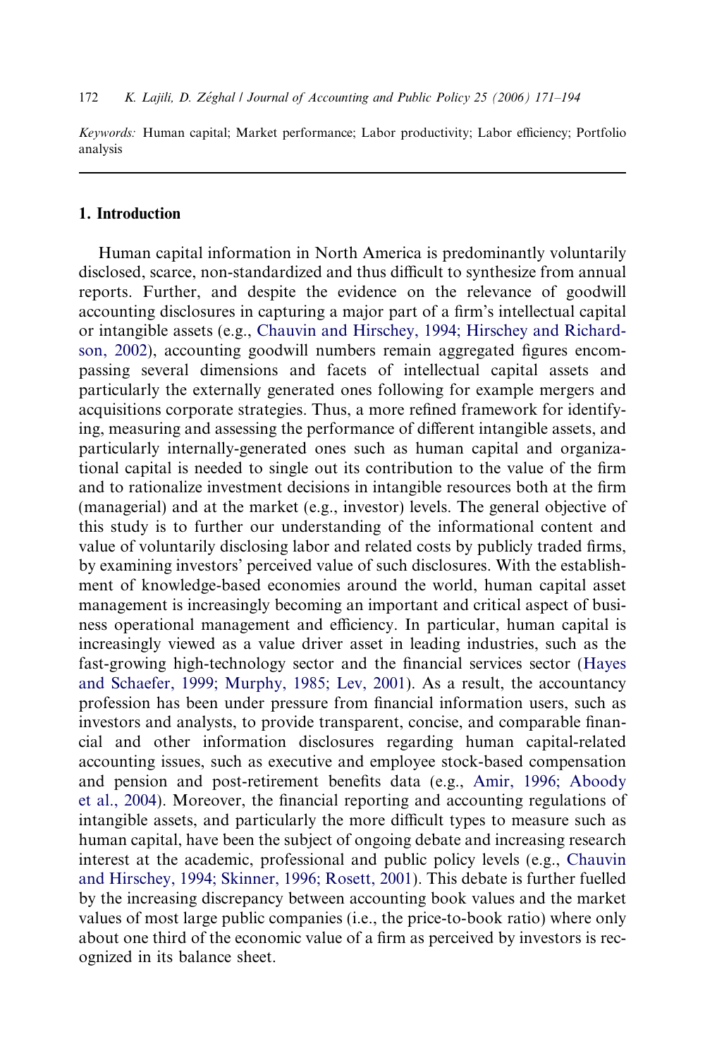*Keywords:* Human capital; Market performance; Labor productivity; Labor efficiency; Portfolio analysis

## 1. Introduction

Human capital information in North America is predominantly voluntarily disclosed, scarce, non-standardized and thus difficult to synthesize from annual reports. Further, and despite the evidence on the relevance of goodwill accounting disclosures in capturing a major part of a firm's intellectual capital or intangible assets (e.g., Chauvin and Hirschey, 1994; Hirschey and Richardson, 2002), accounting goodwill numbers remain aggregated figures encompassing several dimensions and facets of intellectual capital assets and particularly the externally generated ones following for example mergers and acquisitions corporate strategies. Thus, a more refined framework for identifying, measuring and assessing the performance of different intangible assets, and particularly internally-generated ones such as human capital and organizational capital is needed to single out its contribution to the value of the firm and to rationalize investment decisions in intangible resources both at the firm (managerial) and at the market (e.g., investor) levels. The general objective of this study is to further our understanding of the informational content and value of voluntarily disclosing labor and related costs by publicly traded firms, by examining investors' perceived value of such disclosures. With the establishment of knowledge-based economies around the world, human capital asset management is increasingly becoming an important and critical aspect of business operational management and efficiency. In particular, human capital is increasingly viewed as a value driver asset in leading industries, such as the fast-growing high-technology sector and the financial services sector (Hayes and Schaefer, 1999; Murphy, 1985; Lev, 2001). As a result, the accountancy profession has been under pressure from financial information users, such as investors and analysts, to provide transparent, concise, and comparable financial and other information disclosures regarding human capital-related accounting issues, such as executive and employee stock-based compensation and pension and post-retirement benefits data (e.g., Amir, 1996; Aboody et al., 2004). Moreover, the financial reporting and accounting regulations of intangible assets, and particularly the more difficult types to measure such as human capital, have been the subject of ongoing debate and increasing research interest at the academic, professional and public policy levels (e.g., Chauvin and Hirschey, 1994; Skinner, 1996; Rosett, 2001). This debate is further fuelled by the increasing discrepancy between accounting book values and the market values of most large public companies (i.e., the price-to-book ratio) where only about one third of the economic value of a firm as perceived by investors is recognized in its balance sheet.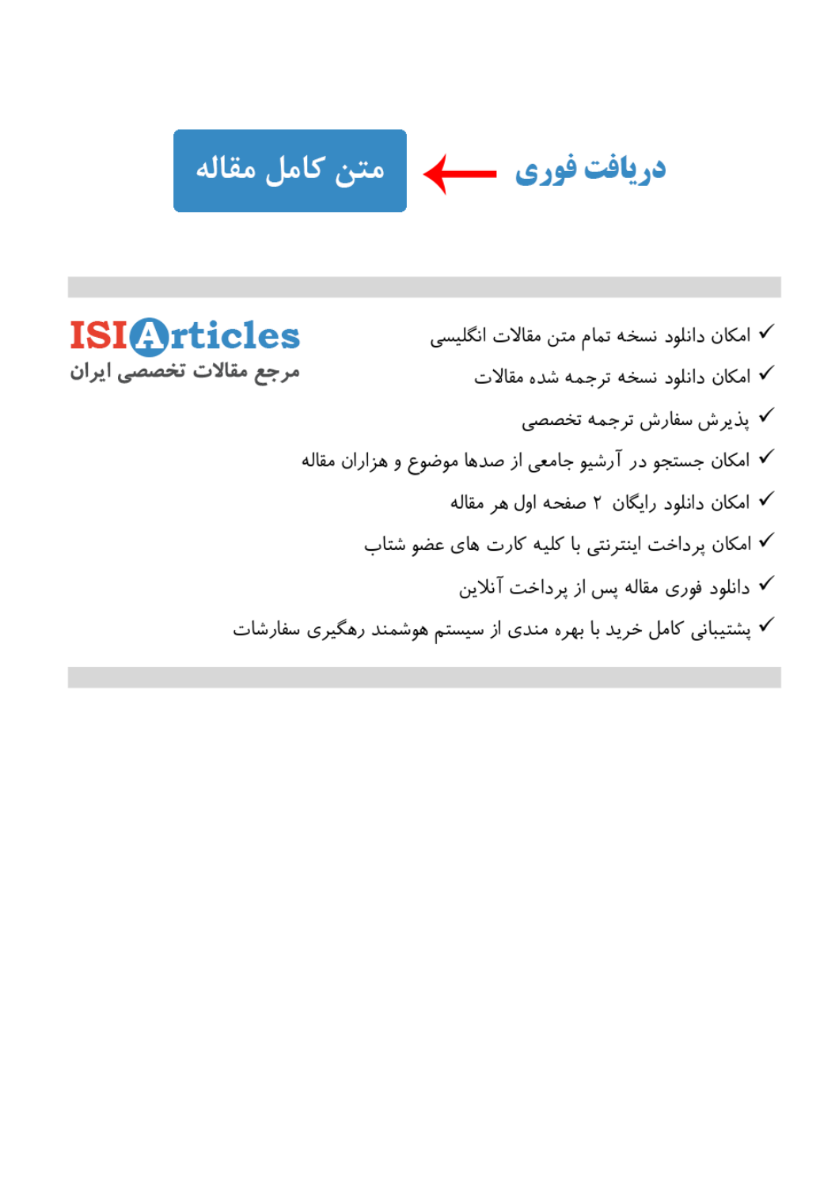**دریافت فوری** ← **متن کامل مقاله**

**ISIArticles**

**مرجع مقالات تخصصی ایران**

- ✓ امکان دانلود نسخه تمام متن مقالات انگلیسی
- ✓ امکان دانلود نسخه ترجمه شده مقالات
- ✓ پذیرش سفارش ترجمه تخصصی
- ✓ امکان جستجو در آرشیو جامعی از صدها موضوع و هزاران مقاله
- ✓ امکان دانلود رایگان ۲ صفحه اول هر مقاله
- ✓ امکان پرداخت اینترنتی با کلیه کارت های عضو شتاب
- ✓ دانلود فوری مقاله پس از پرداخت آنلاین
- ✓ پشتیبانی کامل خرید با بهره مندی از سیستم هوشمند رهگیری سفارشات